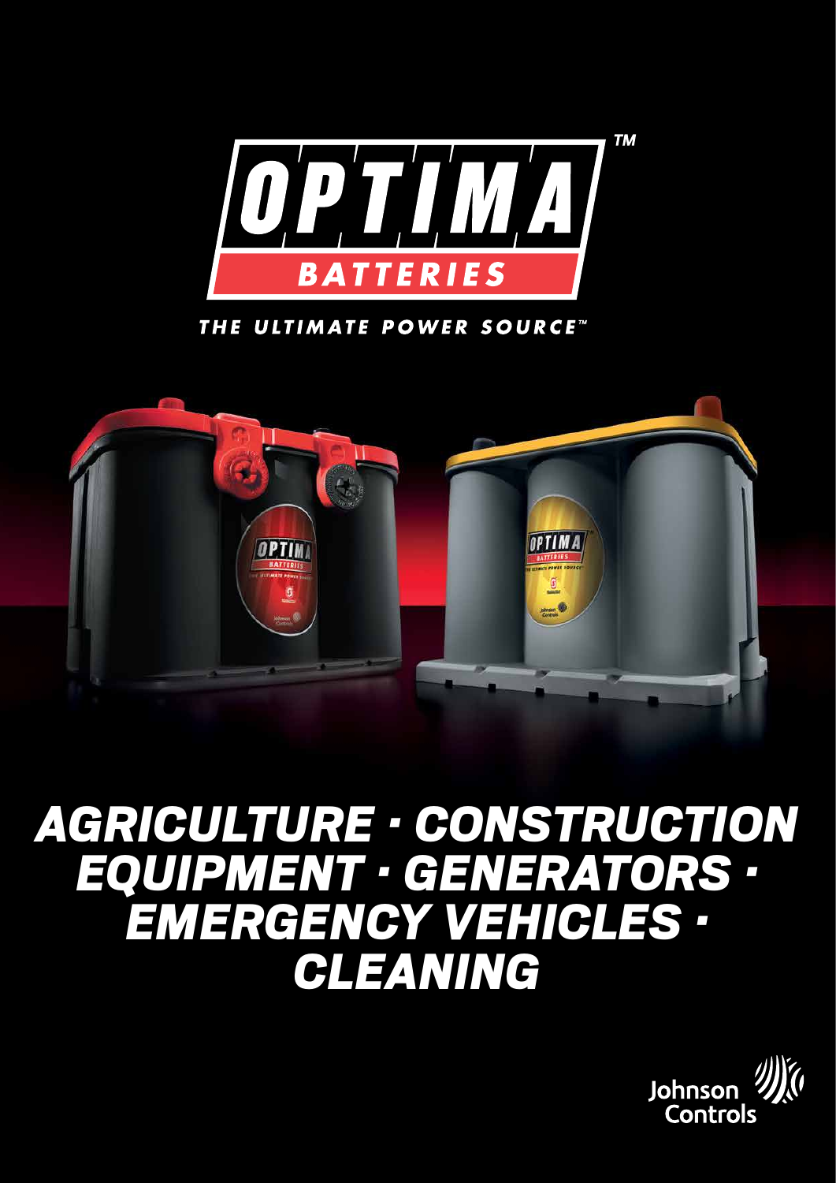# OPTIMA BATTERIES

THE ULTIMATE POWER SOURCE™

## AGRICULTURE · CONSTRUCTION EQUIPMENT · GENERATORS · EMERGENCY VEHICLES · CLEANING

Johnson Controls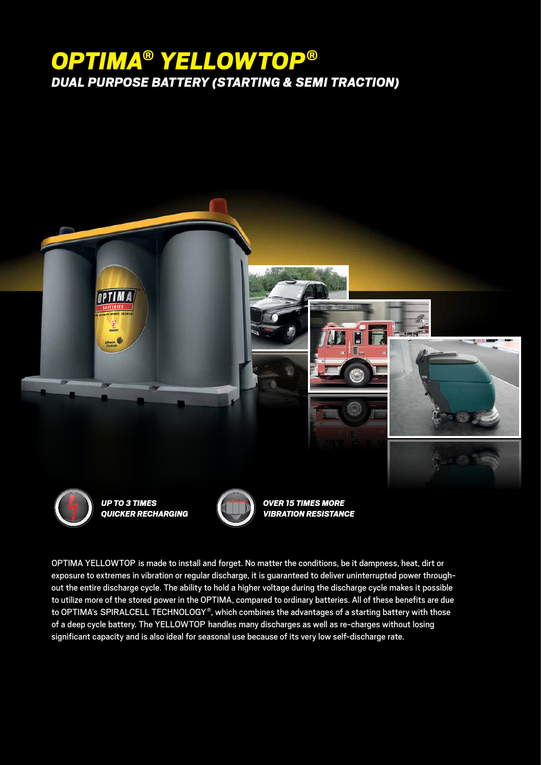# OPTIMA® YELLOWTOP®

## DUAL PURPOSE BATTERY (STARTING & SEMI TRACTION)

***UP TO 3 TIMES QUICKER RECHARGING***

***OVER 15 TIMES MORE VIBRATION RESISTANCE***

OPTIMA YELLOWTOP is made to install and forget. No matter the conditions, be it dampness, heat, dirt or exposure to extremes in vibration or regular discharge, it is guaranteed to deliver uninterrupted power throughout the entire discharge cycle. The ability to hold a higher voltage during the discharge cycle makes it possible to utilize more of the stored power in the OPTIMA, compared to ordinary batteries. All of these benefits are due to OPTIMA's SPIRALCELL TECHNOLOGY®, which combines the advantages of a starting battery with those of a deep cycle battery. The YELLOWTOP handles many discharges as well as re-charges without losing significant capacity and is also ideal for seasonal use because of its very low self-discharge rate.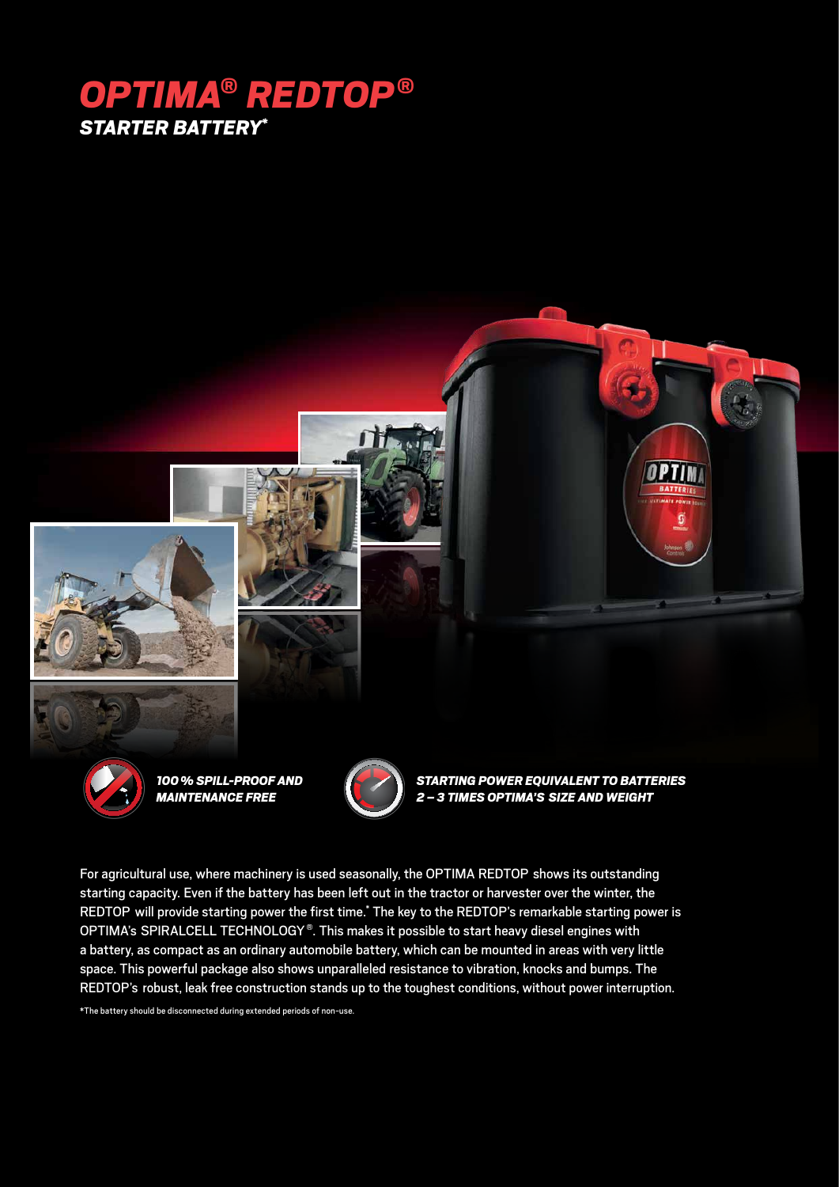# *OPTIMA® REDTOP®*

## *STARTER BATTERY**

***100 % SPILL-PROOF AND MAINTENANCE FREE***

***STARTING POWER EQUIVALENT TO BATTERIES 2 – 3 TIMES OPTIMA'S SIZE AND WEIGHT***

For agricultural use, where machinery is used seasonally, the OPTIMA REDTOP shows its outstanding starting capacity. Even if the battery has been left out in the tractor or harvester over the winter, the REDTOP will provide starting power the first time.* The key to the REDTOP's remarkable starting power is OPTIMA's SPIRALCELL TECHNOLOGY®. This makes it possible to start heavy diesel engines with a battery, as compact as an ordinary automobile battery, which can be mounted in areas with very little space. This powerful package also shows unparalleled resistance to vibration, knocks and bumps. The REDTOP's robust, leak free construction stands up to the toughest conditions, without power interruption.

*The battery should be disconnected during extended periods of non-use.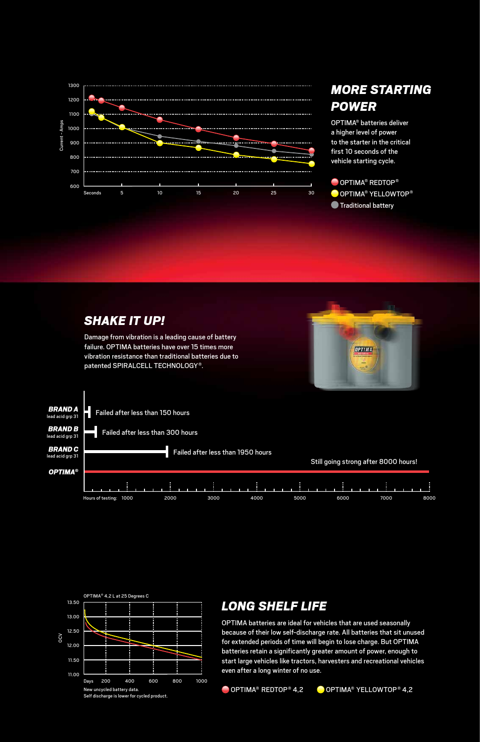## MORE STARTING POWER

OPTIMA® batteries deliver a higher level of power to the starter in the critical first 10 seconds of the vehicle starting cycle.

- OPTIMA® REDTOP®
- OPTIMA® YELLOWTOP®
- Traditional battery

## SHAKE IT UP!

Damage from vibration is a leading cause of battery failure. OPTIMA batteries have over 15 times more vibration resistance than traditional batteries due to patented SPIRALCELL TECHNOLOGY®.

| | Hours of testing |
|---|---|
| **BRAND A** lead acid grp 31 | Failed after less than 150 hours |
| **BRAND B** lead acid grp 31 | Failed after less than 300 hours |
| **BRAND C** lead acid grp 31 | Failed after less than 1950 hours |
| **OPTIMA®** | Still going strong after 8000 hours! |

## LONG SHELF LIFE

OPTIMA batteries are ideal for vehicles that are used seasonally because of their low self-discharge rate. All batteries that sit unused for extended periods of time will begin to lose charge. But OPTIMA batteries retain a significantly greater amount of power, enough to start large vehicles like tractors, harvesters and recreational vehicles even after a long winter of no use.

OPTIMA® 4,2 L at 25 Degrees C

New uncycled battery data.
Self discharge is lower for cycled product.

- OPTIMA® REDTOP® 4,2
- OPTIMA® YELLOWTOP® 4,2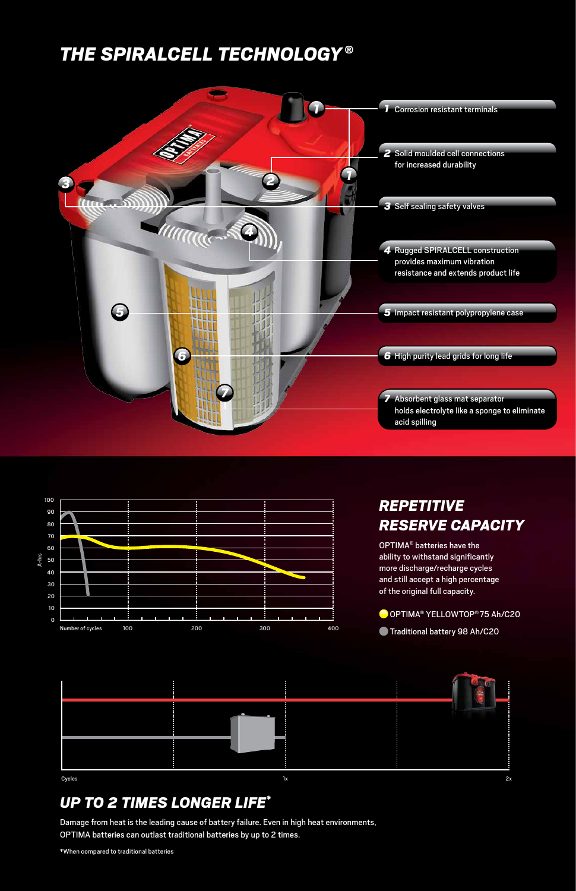## THE SPIRALCELL TECHNOLOGY®

1. Corrosion resistant terminals
2. Solid moulded cell connections for increased durability
3. Self sealing safety valves
4. Rugged SPIRALCELL construction provides maximum vibration resistance and extends product life
5. Impact resistant polypropylene case
6. High purity lead grids for long life
7. Absorbent glass mat separator holds electrolyte like a sponge to eliminate acid spilling

## REPETITIVE RESERVE CAPACITY

OPTIMA® batteries have the ability to withstand significantly more discharge/recharge cycles and still accept a high percentage of the original full capacity.

- OPTIMA® YELLOWTOP® 75 Ah/C20
- Traditional battery 98 Ah/C20

## UP TO 2 TIMES LONGER LIFE*

Damage from heat is the leading cause of battery failure. Even in high heat environments, OPTIMA batteries can outlast traditional batteries by up to 2 times.

*When compared to traditional batteries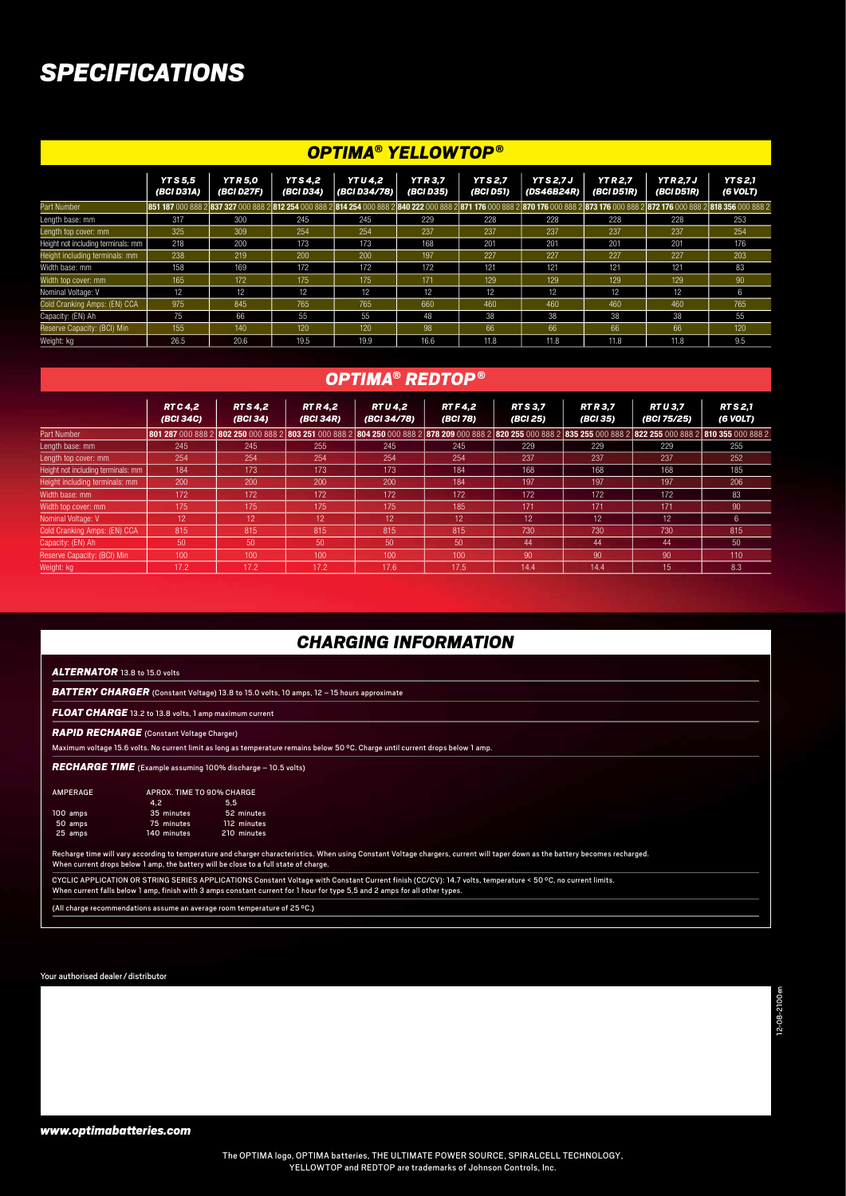# SPECIFICATIONS

## OPTIMA® YELLOWTOP®

| | YT S 5,5 (BCI D31A) | YT R 5,0 (BCI D27F) | YT S 4,2 (BCI D34) | YT U 4,2 (BCI D34/78) | YT R 3,7 (BCI D35) | YT S 2,7 (BCI D51) | YT S 2,7 J (DS46B24R) | YT R 2,7 (BCI D51R) | YT R 2,7 J (BCI D51R) | YT S 2,1 (6 VOLT) |
|---|---|---|---|---|---|---|---|---|---|---|
| Part Number | 851 187 000 888 2 | 837 327 000 888 2 | 812 254 000 888 2 | 814 254 000 888 2 | 840 222 000 888 2 | 871 176 000 888 2 | 870 176 000 888 2 | 873 176 000 888 2 | 872 176 000 888 2 | 818 356 000 888 2 |
| Length base: mm | 317 | 300 | 245 | 245 | 229 | 228 | 228 | 228 | 228 | 253 |
| Length top cover: mm | 325 | 309 | 254 | 254 | 237 | 237 | 237 | 237 | 237 | 254 |
| Height not including terminals: mm | 218 | 200 | 173 | 173 | 168 | 201 | 201 | 201 | 201 | 176 |
| Height including terminals: mm | 238 | 219 | 200 | 200 | 197 | 227 | 227 | 227 | 227 | 203 |
| Width base: mm | 158 | 169 | 172 | 172 | 172 | 121 | 121 | 121 | 121 | 83 |
| Width top cover: mm | 165 | 172 | 175 | 175 | 171 | 129 | 129 | 129 | 129 | 90 |
| Nominal Voltage: V | 12 | 12 | 12 | 12 | 12 | 12 | 12 | 12 | 12 | 6 |
| Cold Cranking Amps: (EN) CCA | 975 | 845 | 765 | 765 | 660 | 460 | 460 | 460 | 460 | 765 |
| Capacity: (EN) Ah | 75 | 66 | 55 | 55 | 48 | 38 | 38 | 38 | 38 | 55 |
| Reserve Capacity: (BCI) Min | 155 | 140 | 120 | 120 | 98 | 66 | 66 | 66 | 66 | 120 |
| Weight: kg | 26.5 | 20.6 | 19.5 | 19.9 | 16.6 | 11.8 | 11.8 | 11.8 | 11.8 | 9.5 |

## OPTIMA® REDTOP®

| | RT C 4,2 (BCI 34C) | RT S 4,2 (BCI 34) | RT R 4,2 (BCI 34R) | RT U 4,2 (BCI 34/78) | RT F 4,2 (BCI 78) | RT S 3,7 (BCI 25) | RT R 3,7 (BCI 35) | RT U 3,7 (BCI 75/25) | RT S 2,1 (6 VOLT) |
|---|---|---|---|---|---|---|---|---|---|
| Part Number | 801 287 000 888 2 | 802 250 000 888 2 | 803 251 000 888 2 | 804 250 000 888 2 | 878 209 000 888 2 | 820 255 000 888 2 | 835 255 000 888 2 | 822 255 000 888 2 | 810 355 000 888 2 |
| Length base: mm | 245 | 245 | 255 | 245 | 245 | 229 | 229 | 229 | 255 |
| Length top cover: mm | 254 | 254 | 254 | 254 | 254 | 237 | 237 | 237 | 252 |
| Height not including terminals: mm | 184 | 173 | 173 | 173 | 184 | 168 | 168 | 168 | 185 |
| Height including terminals: mm | 200 | 200 | 200 | 200 | 184 | 197 | 197 | 197 | 206 |
| Width base: mm | 172 | 172 | 172 | 172 | 172 | 172 | 172 | 172 | 83 |
| Width top cover: mm | 175 | 175 | 175 | 175 | 185 | 171 | 171 | 171 | 90 |
| Nominal Voltage: V | 12 | 12 | 12 | 12 | 12 | 12 | 12 | 12 | 6 |
| Cold Cranking Amps: (EN) CCA | 815 | 815 | 815 | 815 | 815 | 730 | 730 | 730 | 815 |
| Capacity: (EN) Ah | 50 | 50 | 50 | 50 | 50 | 44 | 44 | 44 | 50 |
| Reserve Capacity: (BCI) Min | 100 | 100 | 100 | 100 | 100 | 90 | 90 | 90 | 110 |
| Weight: kg | 17.2 | 17.2 | 17.2 | 17.6 | 17.5 | 14.4 | 14.4 | 15 | 8.3 |

## CHARGING INFORMATION

**ALTERNATOR** 13.8 to 15.0 volts

**BATTERY CHARGER** (Constant Voltage) 13.8 to 15.0 volts, 10 amps, 12 – 15 hours approximate

**FLOAT CHARGE** 13.2 to 13.8 volts, 1 amp maximum current

**RAPID RECHARGE** (Constant Voltage Charger)

Maximum voltage 15.6 volts. No current limit as long as temperature remains below 50 ºC. Charge until current drops below 1 amp.

**RECHARGE TIME** (Example assuming 100% discharge – 10.5 volts)

| AMPERAGE | APROX. TIME TO 90% CHARGE | |
|---|---|---|
| | 4,2 | 5,5 |
| 100 amps | 35 minutes | 52 minutes |
| 50 amps | 75 minutes | 112 minutes |
| 25 amps | 140 minutes | 210 minutes |

Recharge time will vary according to temperature and charger characteristics. When using Constant Voltage chargers, current will taper down as the battery becomes recharged. When current drops below 1 amp, the battery will be close to a full state of charge.

CYCLIC APPLICATION OR STRING SERIES APPLICATIONS Constant Voltage with Constant Current finish (CC/CV): 14.7 volts, temperature < 50 ºC, no current limits. When current falls below 1 amp, finish with 3 amps constant current for 1 hour for type 5,5 and 2 amps for all other types.

(All charge recommendations assume an average room temperature of 25 ºC.)

Your authorised dealer / distributor

12-08-2100en

*www.optimabatteries.com*

The OPTIMA logo, OPTIMA batteries, THE ULTIMATE POWER SOURCE, SPIRALCELL TECHNOLOGY, YELLOWTOP and REDTOP are trademarks of Johnson Controls, Inc.